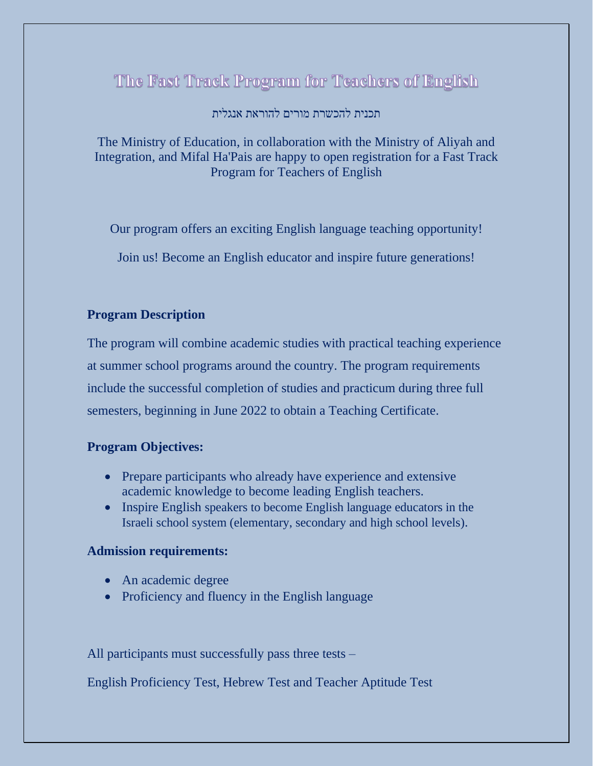# The Fast Track Program for Teachers of English

תכנית להכשרת מורים להוראת אנגלית

The Ministry of Education, in collaboration with the Ministry of Aliyah and Integration, and Mifal Ha'Pais are happy to open registration for a Fast Track Program for Teachers of English

Our program offers an exciting English language teaching opportunity!

Join us! Become an English educator and inspire future generations!

## Program Description

The program will combine academic studies with practical teaching experience at summer school programs around the country. The program requirements include the successful completion of studies and practicum during three full semesters, beginning in June 2022 to obtain a Teaching Certificate.

## Program Objectives:

- Prepare participants who already have experience and extensive academic knowledge to become leading English teachers.
- Inspire English speakers to become English language educators in the Israeli school system (elementary, secondary and high school levels).

## Admission requirements:

- An academic degree
- Proficiency and fluency in the English language

All participants must successfully pass three tests –

English Proficiency Test, Hebrew Test and Teacher Aptitude Test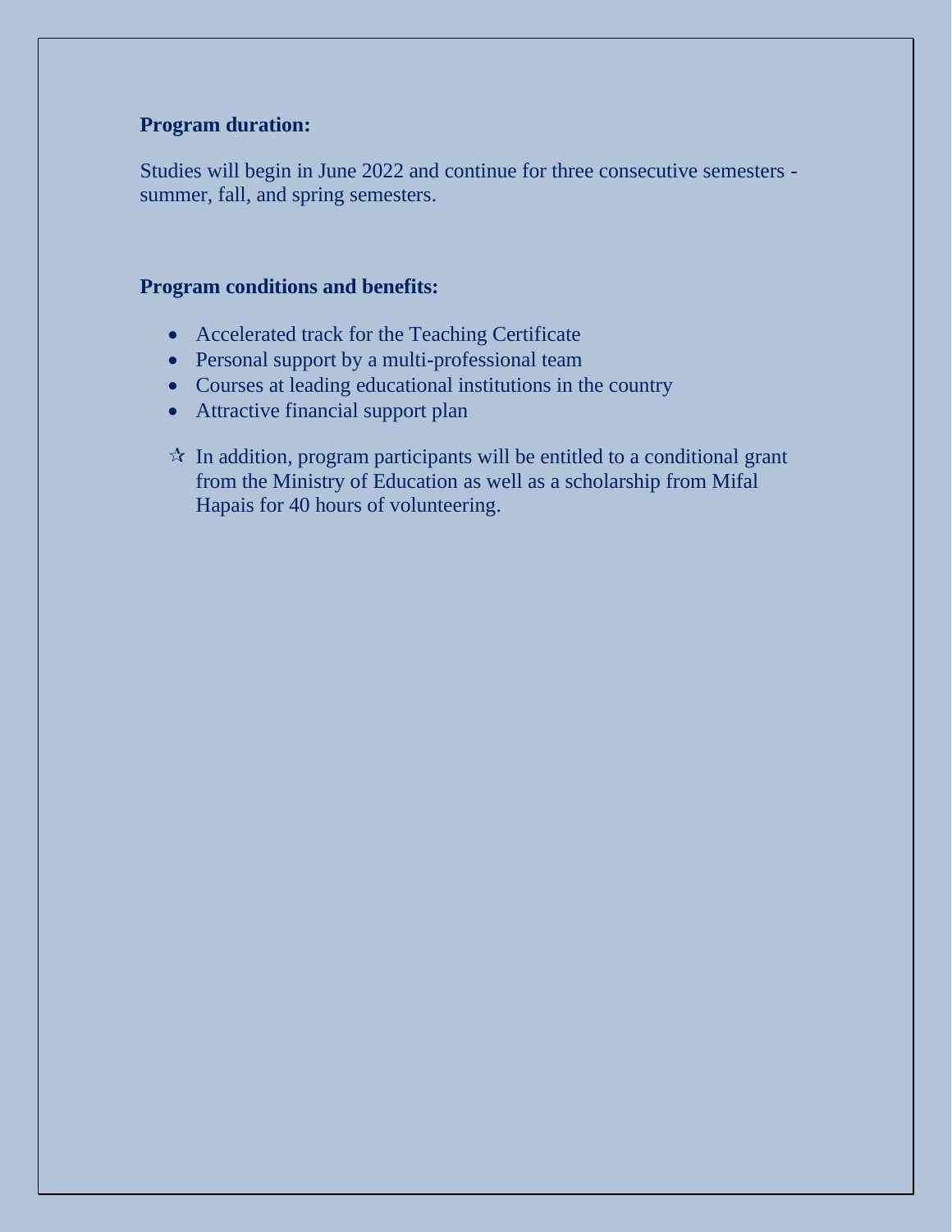**Program duration:**

Studies will begin in June 2022 and continue for three consecutive semesters - summer, fall, and spring semesters.

**Program conditions and benefits:**

- Accelerated track for the Teaching Certificate
- Personal support by a multi-professional team
- Courses at leading educational institutions in the country
- Attractive financial support plan

✰ In addition, program participants will be entitled to a conditional grant from the Ministry of Education as well as a scholarship from Mifal Hapais for 40 hours of volunteering.